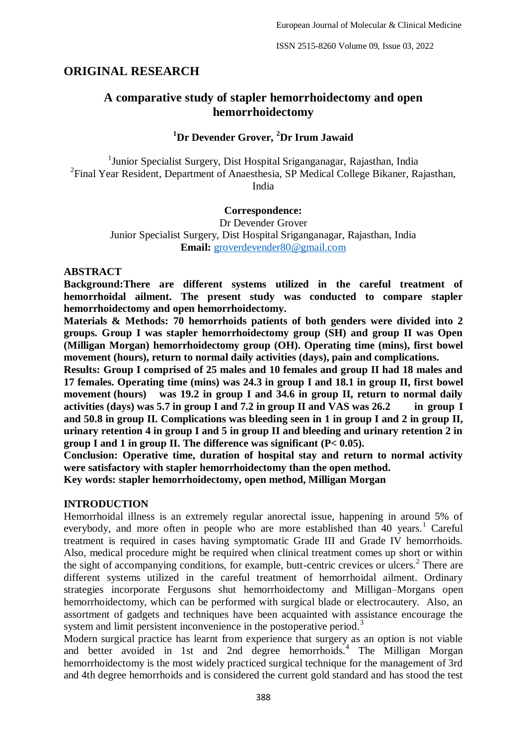## ORIGINAL RESEARCH

# A comparative study of stapler hemorrhoidectomy and open hemorrhoidectomy

**[1]Dr Devender Grover, [2]Dr Irum Jawaid**

[1]Junior Specialist Surgery, Dist Hospital Sriganganagar, Rajasthan, India
[2]Final Year Resident, Department of Anaesthesia, SP Medical College Bikaner, Rajasthan, India

**Correspondence:**
Dr Devender Grover
Junior Specialist Surgery, Dist Hospital Sriganganagar, Rajasthan, India
**Email:** groverdevender80@gmail.com

## ABSTRACT

**Background:There are different systems utilized in the careful treatment of hemorrhoidal ailment. The present study was conducted to compare stapler hemorrhoidectomy and open hemorrhoidectomy.**

**Materials & Methods: 70 hemorrhoids patients of both genders were divided into 2 groups. Group I was stapler hemorrhoidectomy group (SH) and group II was Open (Milligan Morgan) hemorrhoidectomy group (OH). Operating time (mins), first bowel movement (hours), return to normal daily activities (days), pain and complications.**

**Results: Group I comprised of 25 males and 10 females and group II had 18 males and 17 females. Operating time (mins) was 24.3 in group I and 18.1 in group II, first bowel movement (hours) was 19.2 in group I and 34.6 in group II, return to normal daily activities (days) was 5.7 in group I and 7.2 in group II and VAS was 26.2 in group I and 50.8 in group II. Complications was bleeding seen in 1 in group I and 2 in group II, urinary retention 4 in group I and 5 in group II and bleeding and urinary retention 2 in group I and 1 in group II. The difference was significant (P< 0.05).**

**Conclusion: Operative time, duration of hospital stay and return to normal activity were satisfactory with stapler hemorrhoidectomy than the open method.**

**Key words: stapler hemorrhoidectomy, open method, Milligan Morgan**

## INTRODUCTION

Hemorrhoidal illness is an extremely regular anorectal issue, happening in around 5% of everybody, and more often in people who are more established than 40 years.[1] Careful treatment is required in cases having symptomatic Grade III and Grade IV hemorrhoids. Also, medical procedure might be required when clinical treatment comes up short or within the sight of accompanying conditions, for example, butt-centric crevices or ulcers.[2] There are different systems utilized in the careful treatment of hemorrhoidal ailment. Ordinary strategies incorporate Fergusons shut hemorrhoidectomy and Milligan–Morgans open hemorrhoidectomy, which can be performed with surgical blade or electrocautery. Also, an assortment of gadgets and techniques have been acquainted with assistance encourage the system and limit persistent inconvenience in the postoperative period.[3]

Modern surgical practice has learnt from experience that surgery as an option is not viable and better avoided in 1st and 2nd degree hemorrhoids.[4] The Milligan Morgan hemorrhoidectomy is the most widely practiced surgical technique for the management of 3rd and 4th degree hemorrhoids and is considered the current gold standard and has stood the test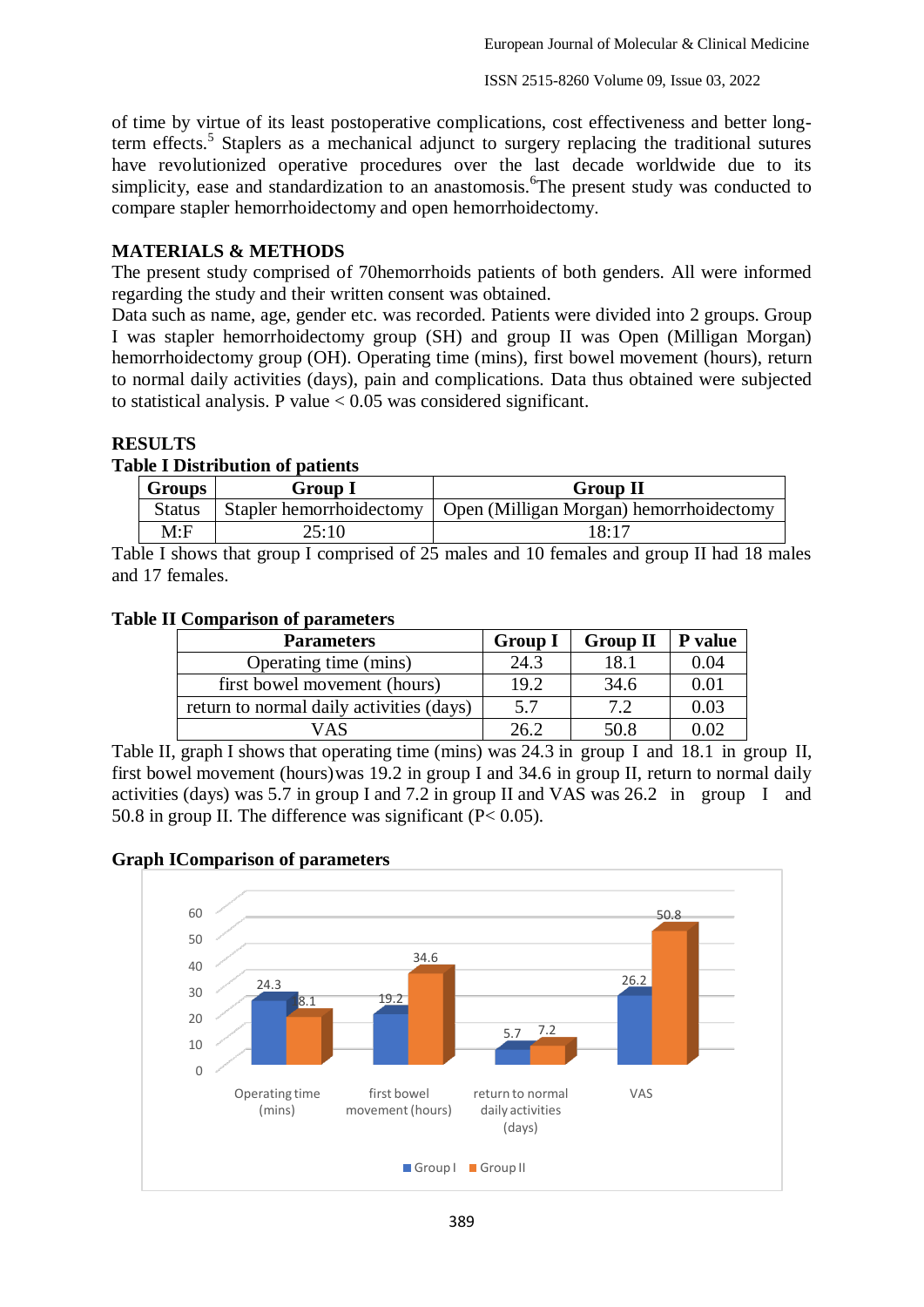of time by virtue of its least postoperative complications, cost effectiveness and better long-term effects.[5] Staplers as a mechanical adjunct to surgery replacing the traditional sutures have revolutionized operative procedures over the last decade worldwide due to its simplicity, ease and standardization to an anastomosis.[6]The present study was conducted to compare stapler hemorrhoidectomy and open hemorrhoidectomy.

## MATERIALS & METHODS

The present study comprised of 70hemorrhoids patients of both genders. All were informed regarding the study and their written consent was obtained.

Data such as name, age, gender etc. was recorded. Patients were divided into 2 groups. Group I was stapler hemorrhoidectomy group (SH) and group II was Open (Milligan Morgan) hemorrhoidectomy group (OH). Operating time (mins), first bowel movement (hours), return to normal daily activities (days), pain and complications. Data thus obtained were subjected to statistical analysis. P value < 0.05 was considered significant.

## RESULTS

**Table I Distribution of patients**

| Groups | Group I | Group II |
|---|---|---|
| Status | Stapler hemorrhoidectomy | Open (Milligan Morgan) hemorrhoidectomy |
| M:F | 25:10 | 18:17 |

Table I shows that group I comprised of 25 males and 10 females and group II had 18 males and 17 females.

**Table II Comparison of parameters**

| Parameters | Group I | Group II | P value |
|---|---|---|---|
| Operating time (mins) | 24.3 | 18.1 | 0.04 |
| first bowel movement (hours) | 19.2 | 34.6 | 0.01 |
| return to normal daily activities (days) | 5.7 | 7.2 | 0.03 |
| VAS | 26.2 | 50.8 | 0.02 |

Table II, graph I shows that operating time (mins) was 24.3 in group I and 18.1 in group II, first bowel movement (hours)was 19.2 in group I and 34.6 in group II, return to normal daily activities (days) was 5.7 in group I and 7.2 in group II and VAS was 26.2 in group I and 50.8 in group II. The difference was significant (P< 0.05).

**Graph IComparison of parameters**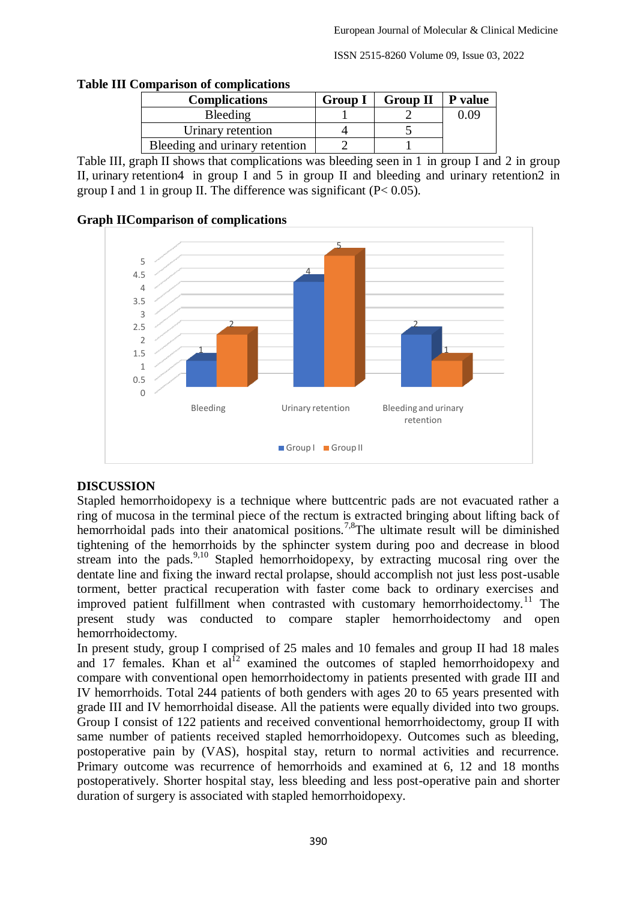**Table III Comparison of complications**

| Complications | Group I | Group II | P value |
|---|---|---|---|
| Bleeding | 1 | 2 | 0.09 |
| Urinary retention | 4 | 5 | |
| Bleeding and urinary retention | 2 | 1 | |

Table III, graph II shows that complications was bleeding seen in 1 in group I and 2 in group II, urinary retention4 in group I and 5 in group II and bleeding and urinary retention2 in group I and 1 in group II. The difference was significant (P< 0.05).

**Graph IIComparison of complications**

## DISCUSSION

Stapled hemorrhoidopexy is a technique where buttcentric pads are not evacuated rather a ring of mucosa in the terminal piece of the rectum is extracted bringing about lifting back of hemorrhoidal pads into their anatomical positions.[7,8]The ultimate result will be diminished tightening of the hemorrhoids by the sphincter system during poo and decrease in blood stream into the pads.[9,10] Stapled hemorrhoidopexy, by extracting mucosal ring over the dentate line and fixing the inward rectal prolapse, should accomplish not just less post-usable torment, better practical recuperation with faster come back to ordinary exercises and improved patient fulfillment when contrasted with customary hemorrhoidectomy.[11] The present study was conducted to compare stapler hemorrhoidectomy and open hemorrhoidectomy.

In present study, group I comprised of 25 males and 10 females and group II had 18 males and 17 females. Khan et al[12] examined the outcomes of stapled hemorrhoidopexy and compare with conventional open hemorrhoidectomy in patients presented with grade III and IV hemorrhoids. Total 244 patients of both genders with ages 20 to 65 years presented with grade III and IV hemorrhoidal disease. All the patients were equally divided into two groups. Group I consist of 122 patients and received conventional hemorrhoidectomy, group II with same number of patients received stapled hemorrhoidopexy. Outcomes such as bleeding, postoperative pain by (VAS), hospital stay, return to normal activities and recurrence. Primary outcome was recurrence of hemorrhoids and examined at 6, 12 and 18 months postoperatively. Shorter hospital stay, less bleeding and less post-operative pain and shorter duration of surgery is associated with stapled hemorrhoidopexy.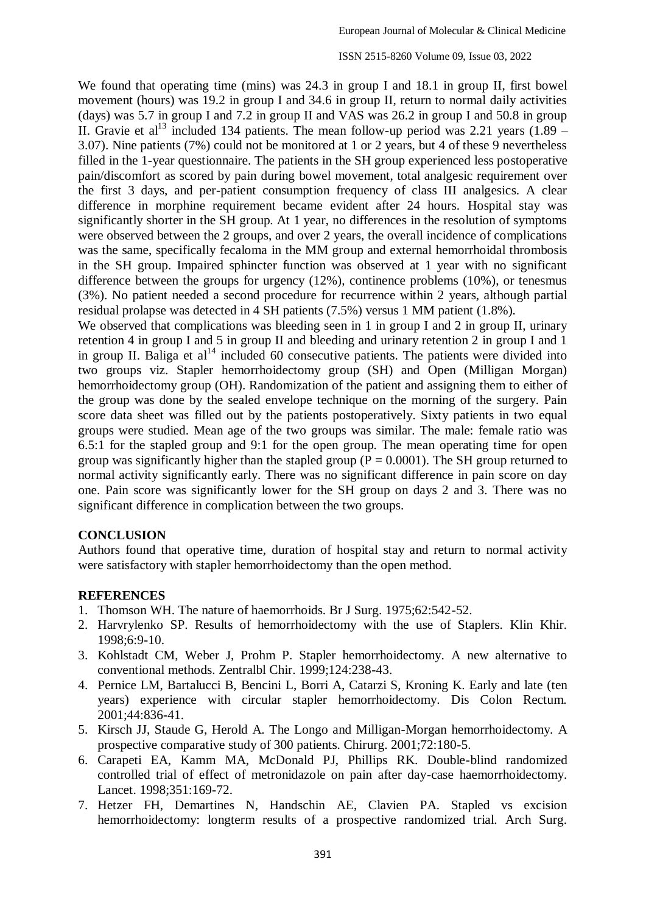We found that operating time (mins) was 24.3 in group I and 18.1 in group II, first bowel movement (hours) was 19.2 in group I and 34.6 in group II, return to normal daily activities (days) was 5.7 in group I and 7.2 in group II and VAS was 26.2 in group I and 50.8 in group II. Gravie et al[13] included 134 patients. The mean follow-up period was 2.21 years (1.89 – 3.07). Nine patients (7%) could not be monitored at 1 or 2 years, but 4 of these 9 nevertheless filled in the 1-year questionnaire. The patients in the SH group experienced less postoperative pain/discomfort as scored by pain during bowel movement, total analgesic requirement over the first 3 days, and per-patient consumption frequency of class III analgesics. A clear difference in morphine requirement became evident after 24 hours. Hospital stay was significantly shorter in the SH group. At 1 year, no differences in the resolution of symptoms were observed between the 2 groups, and over 2 years, the overall incidence of complications was the same, specifically fecaloma in the MM group and external hemorrhoidal thrombosis in the SH group. Impaired sphincter function was observed at 1 year with no significant difference between the groups for urgency (12%), continence problems (10%), or tenesmus (3%). No patient needed a second procedure for recurrence within 2 years, although partial residual prolapse was detected in 4 SH patients (7.5%) versus 1 MM patient (1.8%).

We observed that complications was bleeding seen in 1 in group I and 2 in group II, urinary retention 4 in group I and 5 in group II and bleeding and urinary retention 2 in group I and 1 in group II. Baliga et al[14] included 60 consecutive patients. The patients were divided into two groups viz. Stapler hemorrhoidectomy group (SH) and Open (Milligan Morgan) hemorrhoidectomy group (OH). Randomization of the patient and assigning them to either of the group was done by the sealed envelope technique on the morning of the surgery. Pain score data sheet was filled out by the patients postoperatively. Sixty patients in two equal groups were studied. Mean age of the two groups was similar. The male: female ratio was 6.5:1 for the stapled group and 9:1 for the open group. The mean operating time for open group was significantly higher than the stapled group ($P = 0.0001$). The SH group returned to normal activity significantly early. There was no significant difference in pain score on day one. Pain score was significantly lower for the SH group on days 2 and 3. There was no significant difference in complication between the two groups.

## CONCLUSION

Authors found that operative time, duration of hospital stay and return to normal activity were satisfactory with stapler hemorrhoidectomy than the open method.

## REFERENCES

1. Thomson WH. The nature of haemorrhoids. Br J Surg. 1975;62:542-52.
2. Harvrylenko SP. Results of hemorrhoidectomy with the use of Staplers. Klin Khir. 1998;6:9-10.
3. Kohlstadt CM, Weber J, Prohm P. Stapler hemorrhoidectomy. A new alternative to conventional methods. Zentralbl Chir. 1999;124:238-43.
4. Pernice LM, Bartalucci B, Bencini L, Borri A, Catarzi S, Kroning K. Early and late (ten years) experience with circular stapler hemorrhoidectomy. Dis Colon Rectum. 2001;44:836-41.
5. Kirsch JJ, Staude G, Herold A. The Longo and Milligan-Morgan hemorrhoidectomy. A prospective comparative study of 300 patients. Chirurg. 2001;72:180-5.
6. Carapeti EA, Kamm MA, McDonald PJ, Phillips RK. Double-blind randomized controlled trial of effect of metronidazole on pain after day-case haemorrhoidectomy. Lancet. 1998;351:169-72.
7. Hetzer FH, Demartines N, Handschin AE, Clavien PA. Stapled vs excision hemorrhoidectomy: longterm results of a prospective randomized trial. Arch Surg.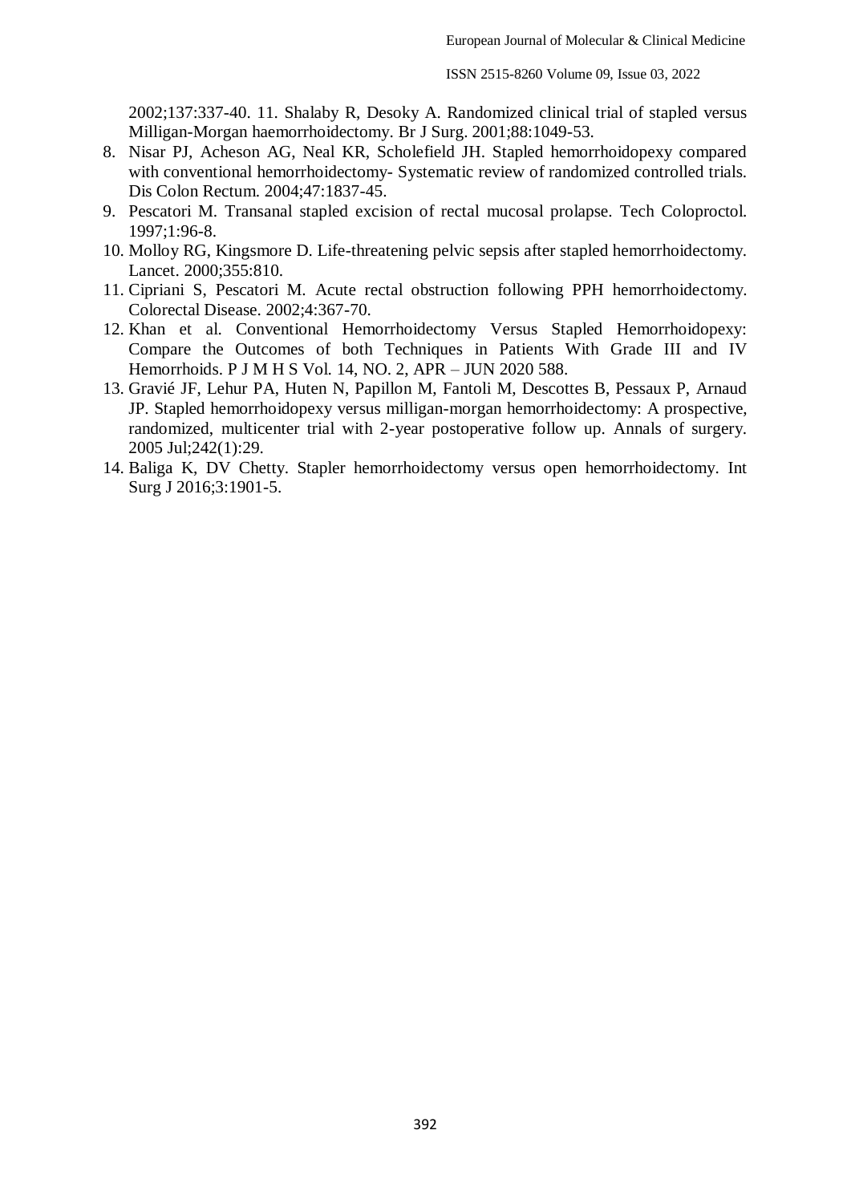2002;137:337-40. 11. Shalaby R, Desoky A. Randomized clinical trial of stapled versus Milligan-Morgan haemorrhoidectomy. Br J Surg. 2001;88:1049-53.

8. Nisar PJ, Acheson AG, Neal KR, Scholefield JH. Stapled hemorrhoidopexy compared with conventional hemorrhoidectomy- Systematic review of randomized controlled trials. Dis Colon Rectum. 2004;47:1837-45.
9. Pescatori M. Transanal stapled excision of rectal mucosal prolapse. Tech Coloproctol. 1997;1:96-8.
10. Molloy RG, Kingsmore D. Life-threatening pelvic sepsis after stapled hemorrhoidectomy. Lancet. 2000;355:810.
11. Cipriani S, Pescatori M. Acute rectal obstruction following PPH hemorrhoidectomy. Colorectal Disease. 2002;4:367-70.
12. Khan et al. Conventional Hemorrhoidectomy Versus Stapled Hemorrhoidopexy: Compare the Outcomes of both Techniques in Patients With Grade III and IV Hemorrhoids. P J M H S Vol. 14, NO. 2, APR – JUN 2020 588.
13. Gravié JF, Lehur PA, Huten N, Papillon M, Fantoli M, Descottes B, Pessaux P, Arnaud JP. Stapled hemorrhoidopexy versus milligan-morgan hemorrhoidectomy: A prospective, randomized, multicenter trial with 2-year postoperative follow up. Annals of surgery. 2005 Jul;242(1):29.
14. Baliga K, DV Chetty. Stapler hemorrhoidectomy versus open hemorrhoidectomy. Int Surg J 2016;3:1901-5.